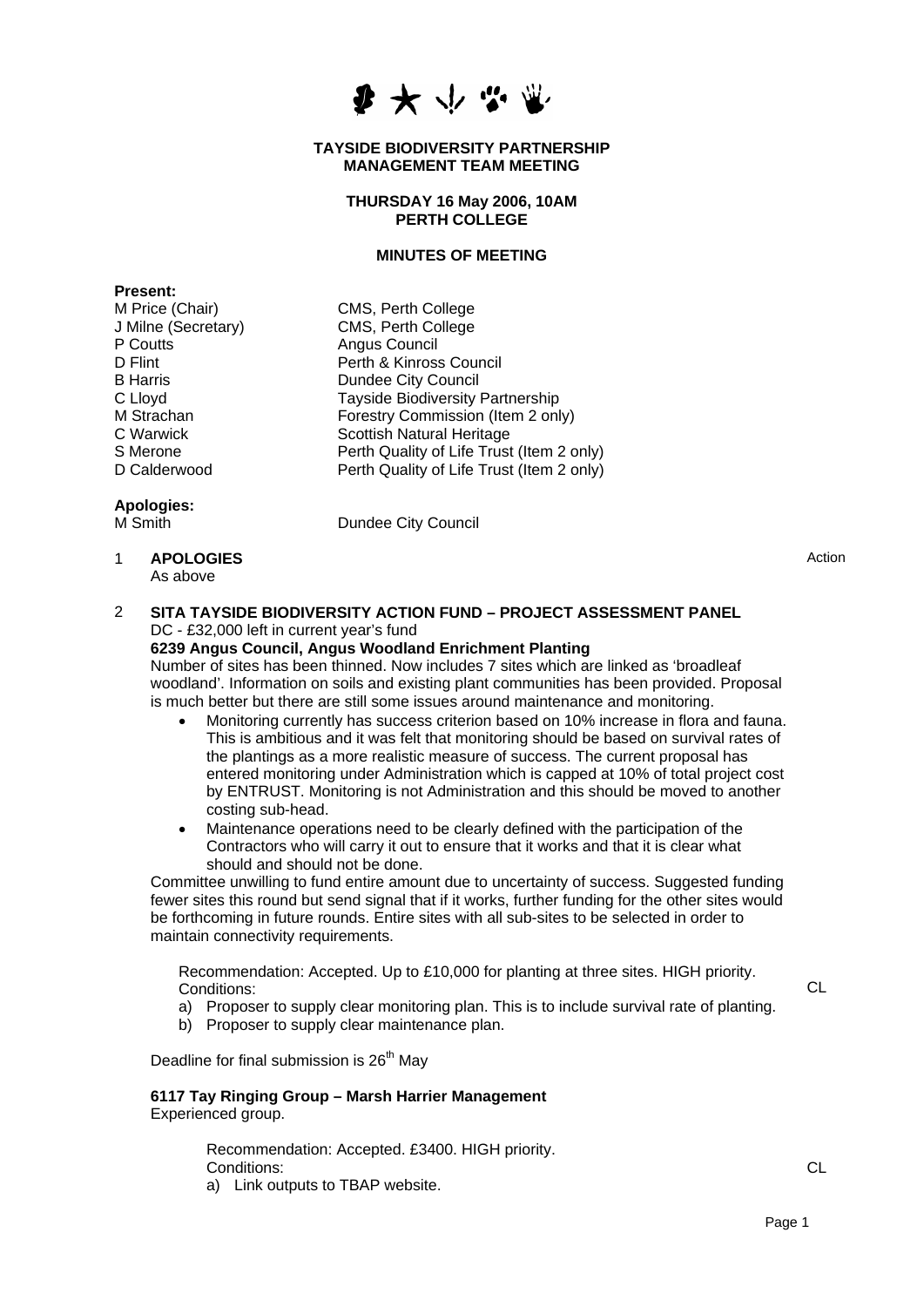**TAYSIDE BIODIVERSITY PARTNERSHIP**
**MANAGEMENT TEAM MEETING**

**THURSDAY 16 May 2006, 10AM**
**PERTH COLLEGE**

**MINUTES OF MEETING**

**Present:**

| | |
|---|---|
| M Price (Chair) | CMS, Perth College |
| J Milne (Secretary) | CMS, Perth College |
| P Coutts | Angus Council |
| D Flint | Perth & Kinross Council |
| B Harris | Dundee City Council |
| C Lloyd | Tayside Biodiversity Partnership |
| M Strachan | Forestry Commission (Item 2 only) |
| C Warwick | Scottish Natural Heritage |
| S Merone | Perth Quality of Life Trust (Item 2 only) |
| D Calderwood | Perth Quality of Life Trust (Item 2 only) |

**Apologies:**

| | |
|---|---|
| M Smith | Dundee City Council |

Action

1 **APOLOGIES**
As above

2 **SITA TAYSIDE BIODIVERSITY ACTION FUND – PROJECT ASSESSMENT PANEL**
DC - £32,000 left in current year's fund

**6239 Angus Council, Angus Woodland Enrichment Planting**

Number of sites has been thinned. Now includes 7 sites which are linked as 'broadleaf woodland'. Information on soils and existing plant communities has been provided. Proposal is much better but there are still some issues around maintenance and monitoring.

- Monitoring currently has success criterion based on 10% increase in flora and fauna. This is ambitious and it was felt that monitoring should be based on survival rates of the plantings as a more realistic measure of success. The current proposal has entered monitoring under Administration which is capped at 10% of total project cost by ENTRUST. Monitoring is not Administration and this should be moved to another costing sub-head.
- Maintenance operations need to be clearly defined with the participation of the Contractors who will carry it out to ensure that it works and that it is clear what should and should not be done.

Committee unwilling to fund entire amount due to uncertainty of success. Suggested funding fewer sites this round but send signal that if it works, further funding for the other sites would be forthcoming in future rounds. Entire sites with all sub-sites to be selected in order to maintain connectivity requirements.

Recommendation: Accepted. Up to £10,000 for planting at three sites. HIGH priority.
Conditions: — CL

a) Proposer to supply clear monitoring plan. This is to include survival rate of planting.
b) Proposer to supply clear maintenance plan.

Deadline for final submission is 26th May

**6117 Tay Ringing Group – Marsh Harrier Management**

Experienced group.

Recommendation: Accepted. £3400. HIGH priority.
Conditions: — CL

a) Link outputs to TBAP website.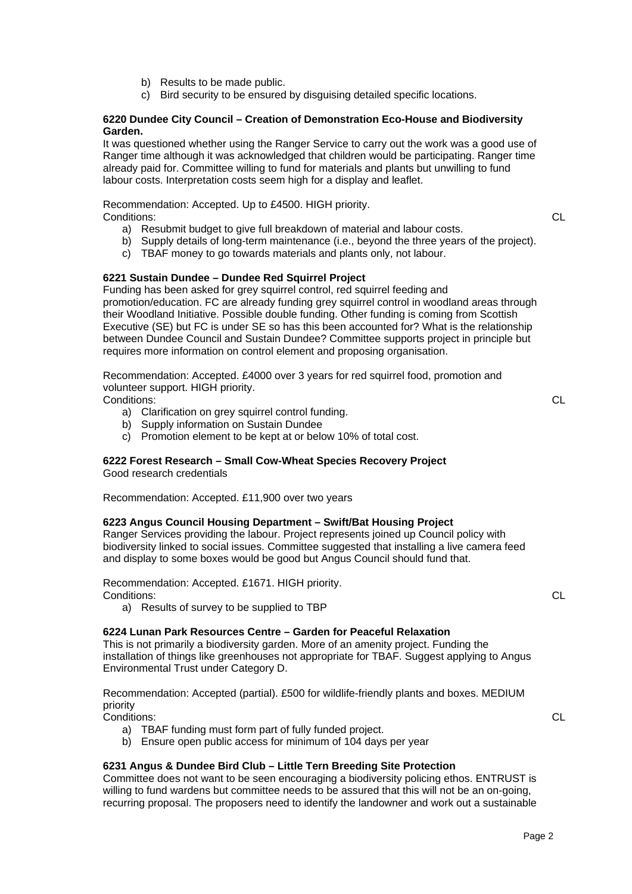b) Results to be made public.
c) Bird security to be ensured by disguising detailed specific locations.

**6220 Dundee City Council – Creation of Demonstration Eco-House and Biodiversity Garden.**

It was questioned whether using the Ranger Service to carry out the work was a good use of Ranger time although it was acknowledged that children would be participating. Ranger time already paid for. Committee willing to fund for materials and plants but unwilling to fund labour costs. Interpretation costs seem high for a display and leaflet.

Recommendation: Accepted. Up to £4500. HIGH priority.

Conditions: CL

a) Resubmit budget to give full breakdown of material and labour costs.
b) Supply details of long-term maintenance (i.e., beyond the three years of the project).
c) TBAF money to go towards materials and plants only, not labour.

**6221 Sustain Dundee – Dundee Red Squirrel Project**

Funding has been asked for grey squirrel control, red squirrel feeding and promotion/education. FC are already funding grey squirrel control in woodland areas through their Woodland Initiative. Possible double funding. Other funding is coming from Scottish Executive (SE) but FC is under SE so has this been accounted for? What is the relationship between Dundee Council and Sustain Dundee? Committee supports project in principle but requires more information on control element and proposing organisation.

Recommendation: Accepted. £4000 over 3 years for red squirrel food, promotion and volunteer support. HIGH priority.

Conditions: CL

a) Clarification on grey squirrel control funding.
b) Supply information on Sustain Dundee
c) Promotion element to be kept at or below 10% of total cost.

**6222 Forest Research – Small Cow-Wheat Species Recovery Project**

Good research credentials

Recommendation: Accepted. £11,900 over two years

**6223 Angus Council Housing Department – Swift/Bat Housing Project**

Ranger Services providing the labour. Project represents joined up Council policy with biodiversity linked to social issues. Committee suggested that installing a live camera feed and display to some boxes would be good but Angus Council should fund that.

Recommendation: Accepted. £1671. HIGH priority.

Conditions: CL

a) Results of survey to be supplied to TBP

**6224 Lunan Park Resources Centre – Garden for Peaceful Relaxation**

This is not primarily a biodiversity garden. More of an amenity project. Funding the installation of things like greenhouses not appropriate for TBAF. Suggest applying to Angus Environmental Trust under Category D.

Recommendation: Accepted (partial). £500 for wildlife-friendly plants and boxes. MEDIUM priority

Conditions: CL

a) TBAF funding must form part of fully funded project.
b) Ensure open public access for minimum of 104 days per year

**6231 Angus & Dundee Bird Club – Little Tern Breeding Site Protection**

Committee does not want to be seen encouraging a biodiversity policing ethos. ENTRUST is willing to fund wardens but committee needs to be assured that this will not be an on-going, recurring proposal. The proposers need to identify the landowner and work out a sustainable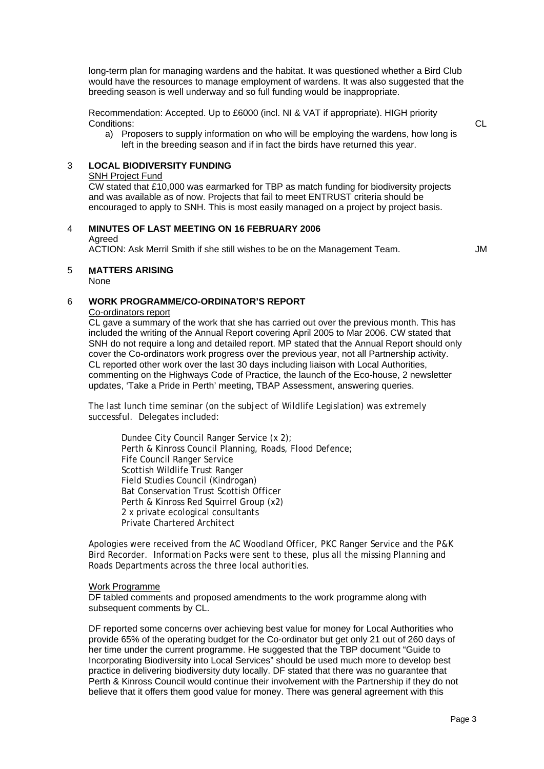long-term plan for managing wardens and the habitat. It was questioned whether a Bird Club would have the resources to manage employment of wardens. It was also suggested that the breeding season is well underway and so full funding would be inappropriate.

Recommendation: Accepted. Up to £6000 (incl. NI & VAT if appropriate). HIGH priority
Conditions: CL

a) Proposers to supply information on who will be employing the wardens, how long is left in the breeding season and if in fact the birds have returned this year.

## 3 LOCAL BIODIVERSITY FUNDING

SNH Project Fund

CW stated that £10,000 was earmarked for TBP as match funding for biodiversity projects and was available as of now. Projects that fail to meet ENTRUST criteria should be encouraged to apply to SNH. This is most easily managed on a project by project basis.

## 4 MINUTES OF LAST MEETING ON 16 FEBRUARY 2006

Agreed

ACTION: Ask Merril Smith if she still wishes to be on the Management Team. JM

## 5 MATTERS ARISING

None

## 6 WORK PROGRAMME/CO-ORDINATOR'S REPORT

Co-ordinators report

CL gave a summary of the work that she has carried out over the previous month. This has included the writing of the Annual Report covering April 2005 to Mar 2006. CW stated that SNH do not require a long and detailed report. MP stated that the Annual Report should only cover the Co-ordinators work progress over the previous year, not all Partnership activity. CL reported other work over the last 30 days including liaison with Local Authorities, commenting on the Highways Code of Practice, the launch of the Eco-house, 2 newsletter updates, 'Take a Pride in Perth' meeting, TBAP Assessment, answering queries.

The last lunch time seminar (on the subject of Wildlife Legislation) was extremely successful. Delegates included:

- Dundee City Council Ranger Service (x 2);
- Perth & Kinross Council Planning, Roads, Flood Defence;
- Fife Council Ranger Service
- Scottish Wildlife Trust Ranger
- Field Studies Council (Kindrogan)
- Bat Conservation Trust Scottish Officer
- Perth & Kinross Red Squirrel Group (x2)
- 2 x private ecological consultants
- Private Chartered Architect

Apologies were received from the AC Woodland Officer, PKC Ranger Service and the P&K Bird Recorder. Information Packs were sent to these, plus all the missing Planning and Roads Departments across the three local authorities.

Work Programme

DF tabled comments and proposed amendments to the work programme along with subsequent comments by CL.

DF reported some concerns over achieving best value for money for Local Authorities who provide 65% of the operating budget for the Co-ordinator but get only 21 out of 260 days of her time under the current programme. He suggested that the TBP document "Guide to Incorporating Biodiversity into Local Services" should be used much more to develop best practice in delivering biodiversity duty locally. DF stated that there was no guarantee that Perth & Kinross Council would continue their involvement with the Partnership if they do not believe that it offers them good value for money. There was general agreement with this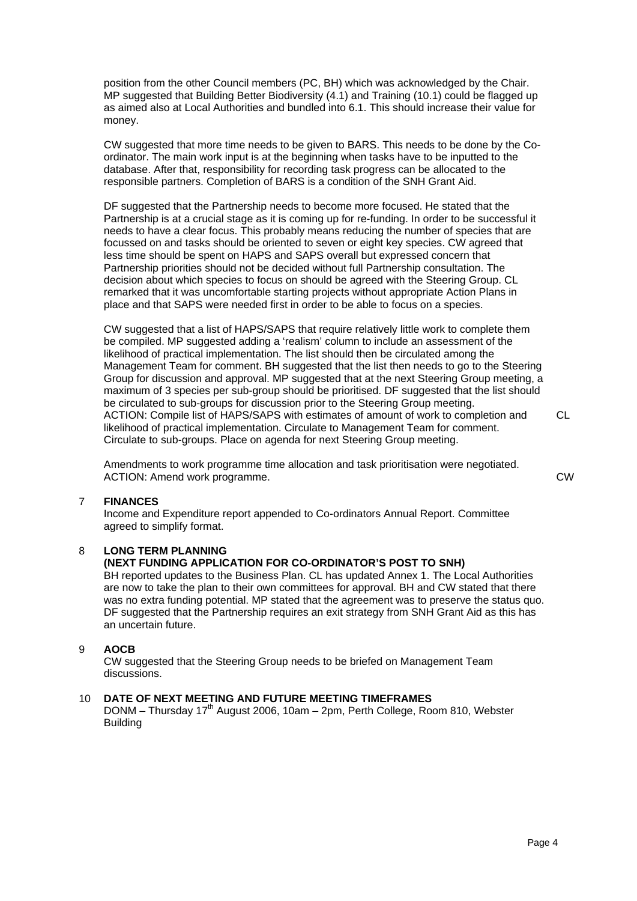position from the other Council members (PC, BH) which was acknowledged by the Chair. MP suggested that Building Better Biodiversity (4.1) and Training (10.1) could be flagged up as aimed also at Local Authorities and bundled into 6.1. This should increase their value for money.

CW suggested that more time needs to be given to BARS. This needs to be done by the Co-ordinator. The main work input is at the beginning when tasks have to be inputted to the database. After that, responsibility for recording task progress can be allocated to the responsible partners. Completion of BARS is a condition of the SNH Grant Aid.

DF suggested that the Partnership needs to become more focused. He stated that the Partnership is at a crucial stage as it is coming up for re-funding. In order to be successful it needs to have a clear focus. This probably means reducing the number of species that are focussed on and tasks should be oriented to seven or eight key species. CW agreed that less time should be spent on HAPS and SAPS overall but expressed concern that Partnership priorities should not be decided without full Partnership consultation. The decision about which species to focus on should be agreed with the Steering Group. CL remarked that it was uncomfortable starting projects without appropriate Action Plans in place and that SAPS were needed first in order to be able to focus on a species.

CW suggested that a list of HAPS/SAPS that require relatively little work to complete them be compiled. MP suggested adding a 'realism' column to include an assessment of the likelihood of practical implementation. The list should then be circulated among the Management Team for comment. BH suggested that the list then needs to go to the Steering Group for discussion and approval. MP suggested that at the next Steering Group meeting, a maximum of 3 species per sub-group should be prioritised. DF suggested that the list should be circulated to sub-groups for discussion prior to the Steering Group meeting.
ACTION: Compile list of HAPS/SAPS with estimates of amount of work to completion and likelihood of practical implementation. Circulate to Management Team for comment. Circulate to sub-groups. Place on agenda for next Steering Group meeting. **CL**

Amendments to work programme time allocation and task prioritisation were negotiated.
ACTION: Amend work programme. **CW**

## 7 FINANCES

Income and Expenditure report appended to Co-ordinators Annual Report. Committee agreed to simplify format.

## 8 LONG TERM PLANNING (NEXT FUNDING APPLICATION FOR CO-ORDINATOR'S POST TO SNH)

BH reported updates to the Business Plan. CL has updated Annex 1. The Local Authorities are now to take the plan to their own committees for approval. BH and CW stated that there was no extra funding potential. MP stated that the agreement was to preserve the status quo. DF suggested that the Partnership requires an exit strategy from SNH Grant Aid as this has an uncertain future.

## 9 AOCB

CW suggested that the Steering Group needs to be briefed on Management Team discussions.

## 10 DATE OF NEXT MEETING AND FUTURE MEETING TIMEFRAMES

DONM – Thursday 17th August 2006, 10am – 2pm, Perth College, Room 810, Webster Building